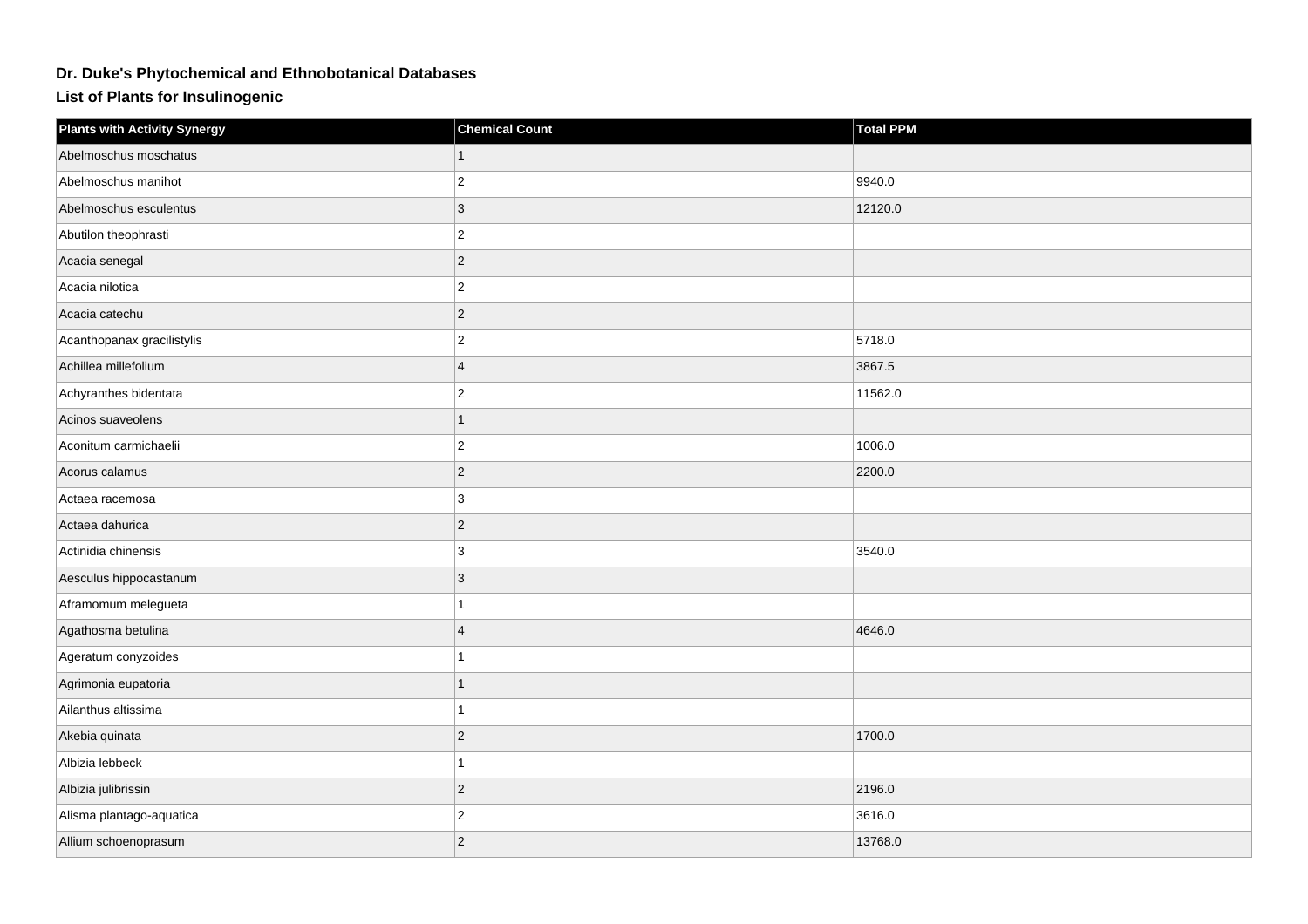# Dr. Duke's Phytochemical and Ethnobotanical Databases

## List of Plants for Insulinogenic

| Plants with Activity Synergy | Chemical Count | Total PPM |
|---|---|---|
| Abelmoschus moschatus | 1 | |
| Abelmoschus manihot | 2 | 9940.0 |
| Abelmoschus esculentus | 3 | 12120.0 |
| Abutilon theophrasti | 2 | |
| Acacia senegal | 2 | |
| Acacia nilotica | 2 | |
| Acacia catechu | 2 | |
| Acanthopanax gracilistylis | 2 | 5718.0 |
| Achillea millefolium | 4 | 3867.5 |
| Achyranthes bidentata | 2 | 11562.0 |
| Acinos suaveolens | 1 | |
| Aconitum carmichaelii | 2 | 1006.0 |
| Acorus calamus | 2 | 2200.0 |
| Actaea racemosa | 3 | |
| Actaea dahurica | 2 | |
| Actinidia chinensis | 3 | 3540.0 |
| Aesculus hippocastanum | 3 | |
| Aframomum melegueta | 1 | |
| Agathosma betulina | 4 | 4646.0 |
| Ageratum conyzoides | 1 | |
| Agrimonia eupatoria | 1 | |
| Ailanthus altissima | 1 | |
| Akebia quinata | 2 | 1700.0 |
| Albizia lebbeck | 1 | |
| Albizia julibrissin | 2 | 2196.0 |
| Alisma plantago-aquatica | 2 | 3616.0 |
| Allium schoenoprasum | 2 | 13768.0 |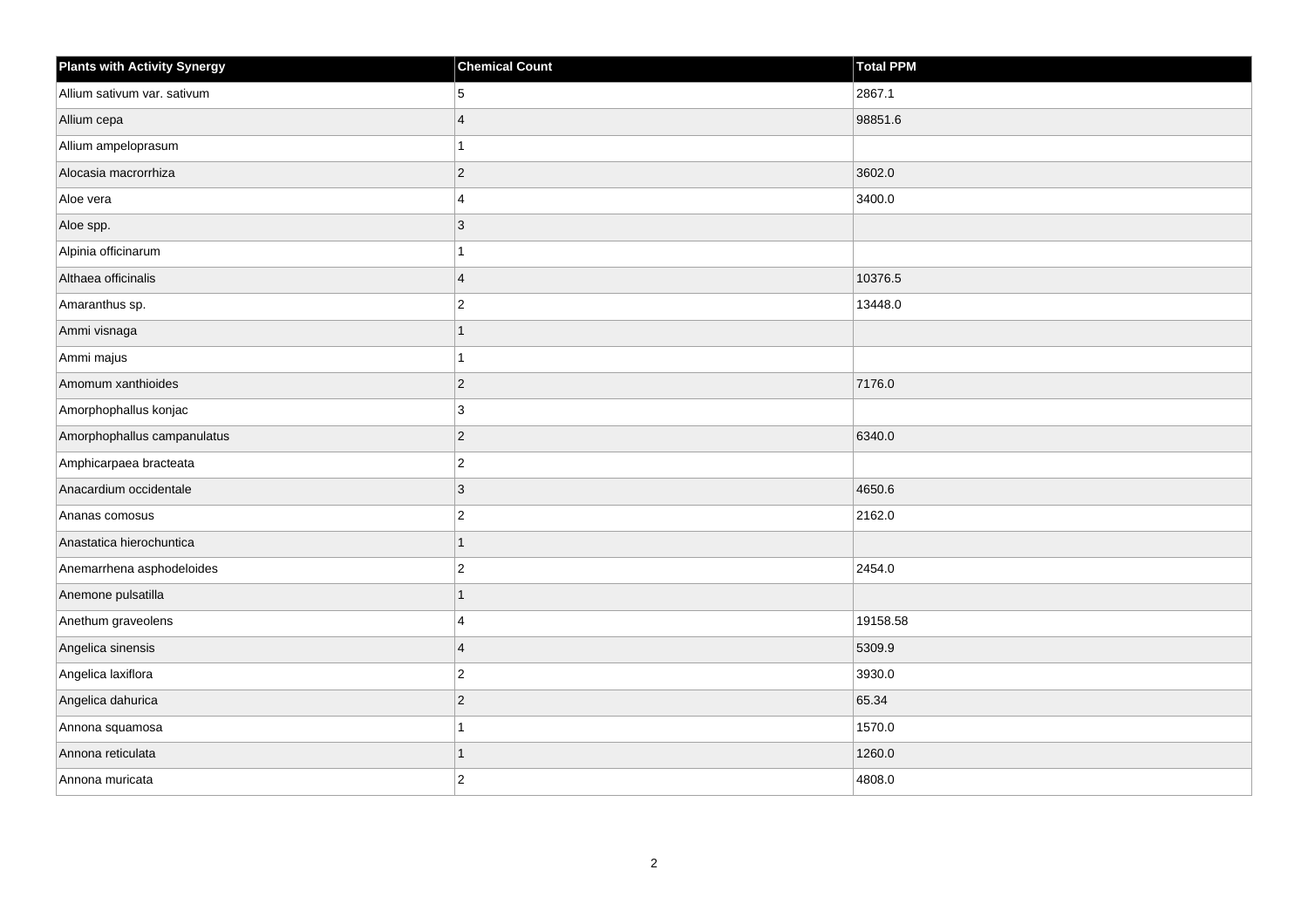| Plants with Activity Synergy | Chemical Count | Total PPM |
| --- | --- | --- |
| Allium sativum var. sativum | 5 | 2867.1 |
| Allium cepa | 4 | 98851.6 |
| Allium ampeloprasum | 1 | |
| Alocasia macrorrhiza | 2 | 3602.0 |
| Aloe vera | 4 | 3400.0 |
| Aloe spp. | 3 | |
| Alpinia officinarum | 1 | |
| Althaea officinalis | 4 | 10376.5 |
| Amaranthus sp. | 2 | 13448.0 |
| Ammi visnaga | 1 | |
| Ammi majus | 1 | |
| Amomum xanthioides | 2 | 7176.0 |
| Amorphophallus konjac | 3 | |
| Amorphophallus campanulatus | 2 | 6340.0 |
| Amphicarpaea bracteata | 2 | |
| Anacardium occidentale | 3 | 4650.6 |
| Ananas comosus | 2 | 2162.0 |
| Anastatica hierochuntica | 1 | |
| Anemarrhena asphodeloides | 2 | 2454.0 |
| Anemone pulsatilla | 1 | |
| Anethum graveolens | 4 | 19158.58 |
| Angelica sinensis | 4 | 5309.9 |
| Angelica laxiflora | 2 | 3930.0 |
| Angelica dahurica | 2 | 65.34 |
| Annona squamosa | 1 | 1570.0 |
| Annona reticulata | 1 | 1260.0 |
| Annona muricata | 2 | 4808.0 |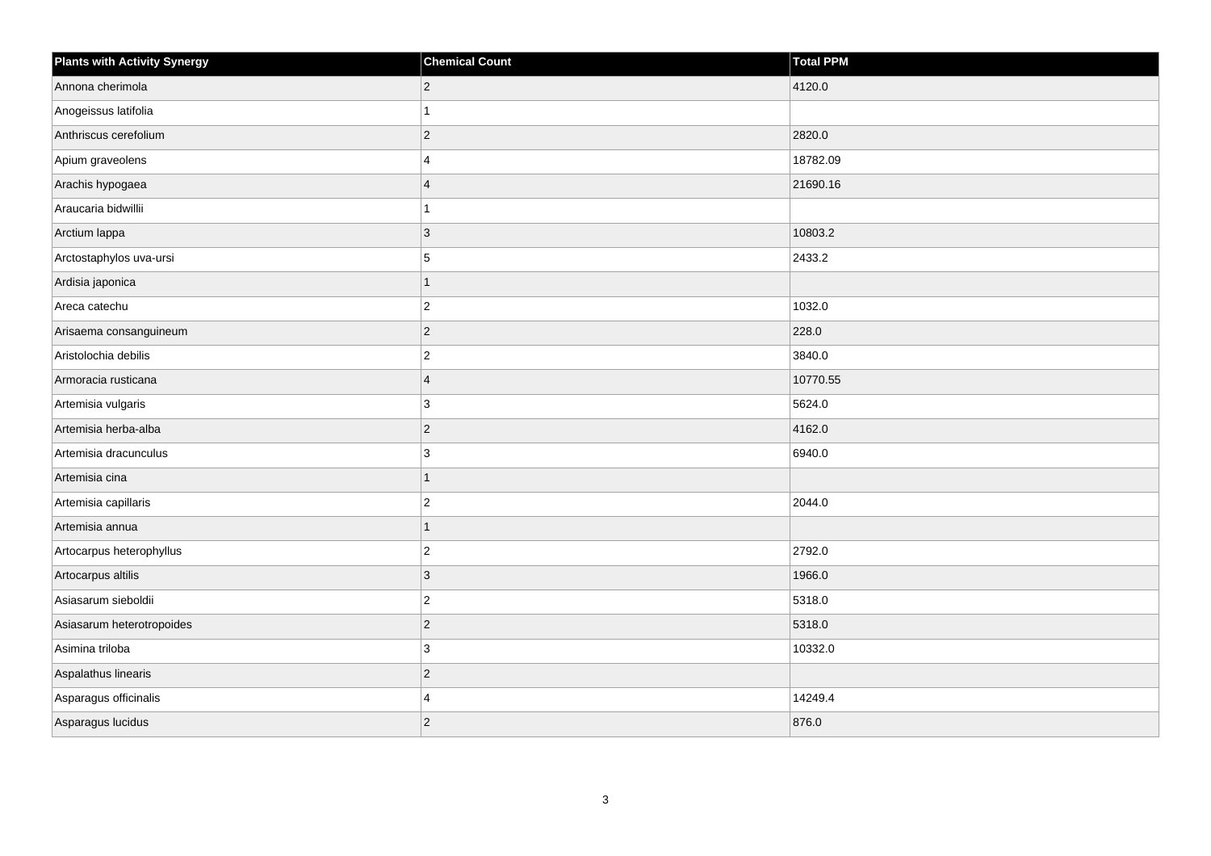| Plants with Activity Synergy | Chemical Count | Total PPM |
| --- | --- | --- |
| Annona cherimola | 2 | 4120.0 |
| Anogeissus latifolia | 1 | |
| Anthriscus cerefolium | 2 | 2820.0 |
| Apium graveolens | 4 | 18782.09 |
| Arachis hypogaea | 4 | 21690.16 |
| Araucaria bidwillii | 1 | |
| Arctium lappa | 3 | 10803.2 |
| Arctostaphylos uva-ursi | 5 | 2433.2 |
| Ardisia japonica | 1 | |
| Areca catechu | 2 | 1032.0 |
| Arisaema consanguineum | 2 | 228.0 |
| Aristolochia debilis | 2 | 3840.0 |
| Armoracia rusticana | 4 | 10770.55 |
| Artemisia vulgaris | 3 | 5624.0 |
| Artemisia herba-alba | 2 | 4162.0 |
| Artemisia dracunculus | 3 | 6940.0 |
| Artemisia cina | 1 | |
| Artemisia capillaris | 2 | 2044.0 |
| Artemisia annua | 1 | |
| Artocarpus heterophyllus | 2 | 2792.0 |
| Artocarpus altilis | 3 | 1966.0 |
| Asiasarum sieboldii | 2 | 5318.0 |
| Asiasarum heterotropoides | 2 | 5318.0 |
| Asimina triloba | 3 | 10332.0 |
| Aspalathus linearis | 2 | |
| Asparagus officinalis | 4 | 14249.4 |
| Asparagus lucidus | 2 | 876.0 |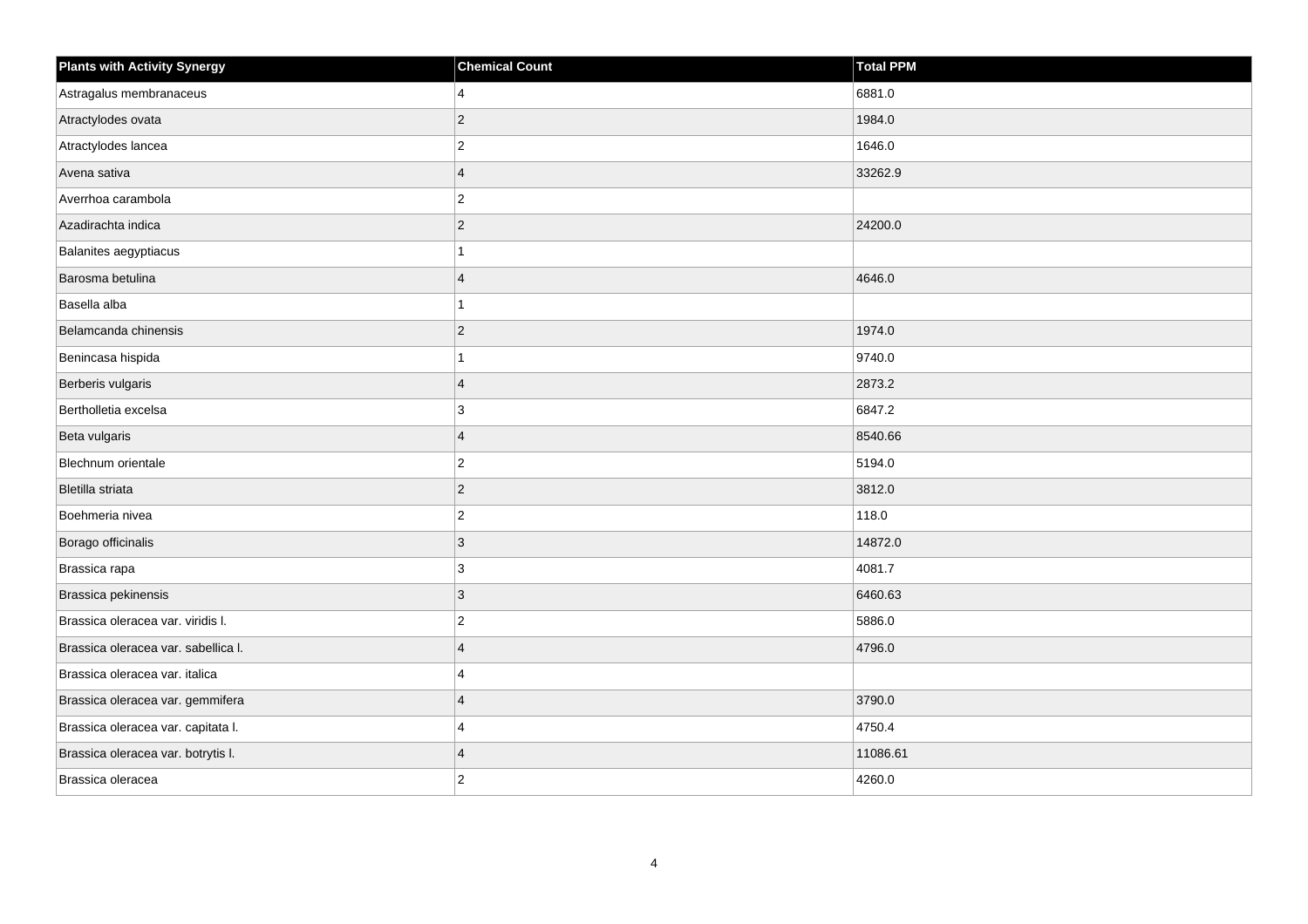| Plants with Activity Synergy | Chemical Count | Total PPM |
|---|---|---|
| Astragalus membranaceus | 4 | 6881.0 |
| Atractylodes ovata | 2 | 1984.0 |
| Atractylodes lancea | 2 | 1646.0 |
| Avena sativa | 4 | 33262.9 |
| Averrhoa carambola | 2 | |
| Azadirachta indica | 2 | 24200.0 |
| Balanites aegyptiacus | 1 | |
| Barosma betulina | 4 | 4646.0 |
| Basella alba | 1 | |
| Belamcanda chinensis | 2 | 1974.0 |
| Benincasa hispida | 1 | 9740.0 |
| Berberis vulgaris | 4 | 2873.2 |
| Bertholletia excelsa | 3 | 6847.2 |
| Beta vulgaris | 4 | 8540.66 |
| Blechnum orientale | 2 | 5194.0 |
| Bletilla striata | 2 | 3812.0 |
| Boehmeria nivea | 2 | 118.0 |
| Borago officinalis | 3 | 14872.0 |
| Brassica rapa | 3 | 4081.7 |
| Brassica pekinensis | 3 | 6460.63 |
| Brassica oleracea var. viridis l. | 2 | 5886.0 |
| Brassica oleracea var. sabellica l. | 4 | 4796.0 |
| Brassica oleracea var. italica | 4 | |
| Brassica oleracea var. gemmifera | 4 | 3790.0 |
| Brassica oleracea var. capitata l. | 4 | 4750.4 |
| Brassica oleracea var. botrytis l. | 4 | 11086.61 |
| Brassica oleracea | 2 | 4260.0 |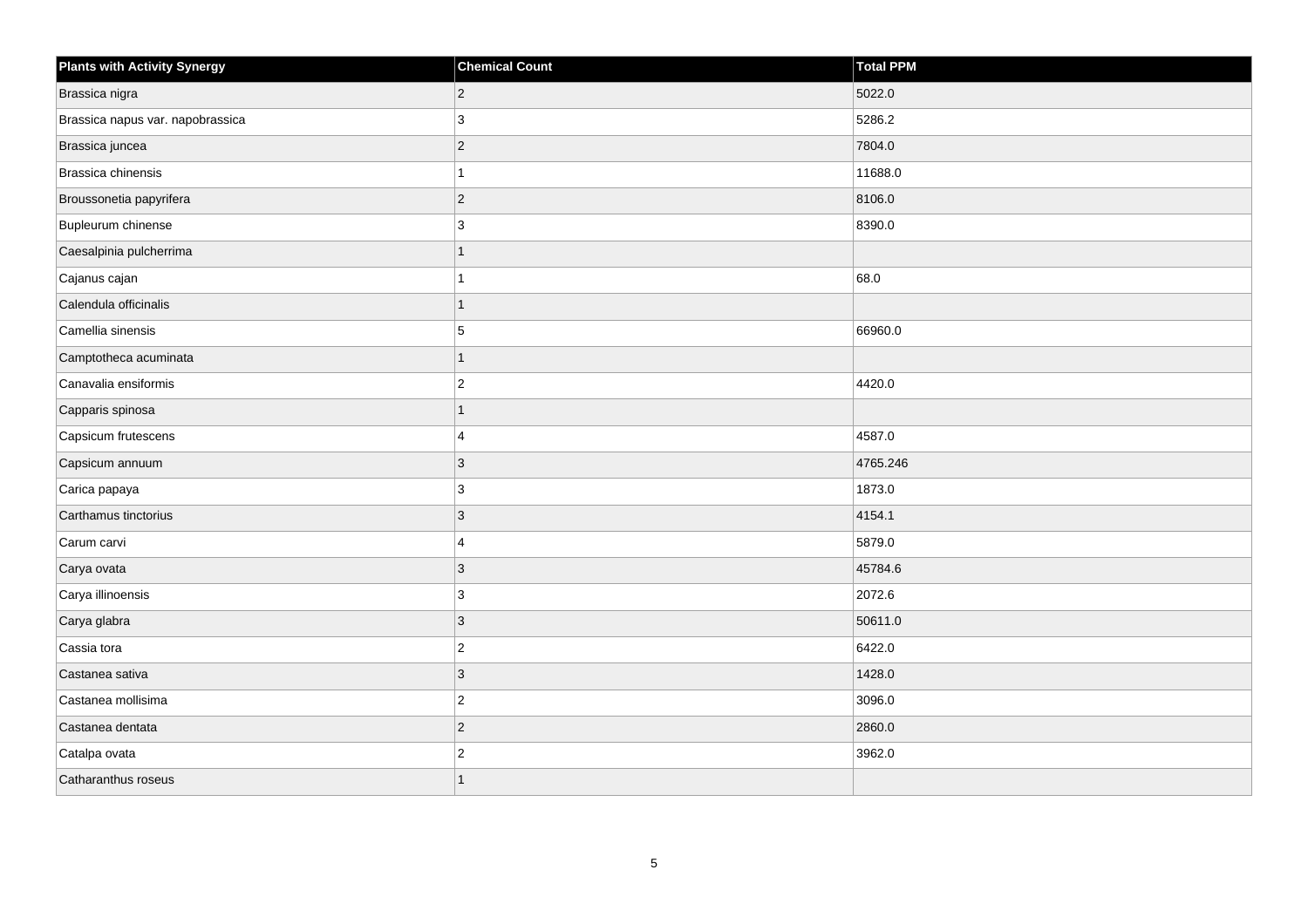| Plants with Activity Synergy | Chemical Count | Total PPM |
|---|---|---|
| Brassica nigra | 2 | 5022.0 |
| Brassica napus var. napobrassica | 3 | 5286.2 |
| Brassica juncea | 2 | 7804.0 |
| Brassica chinensis | 1 | 11688.0 |
| Broussonetia papyrifera | 2 | 8106.0 |
| Bupleurum chinense | 3 | 8390.0 |
| Caesalpinia pulcherrima | 1 | |
| Cajanus cajan | 1 | 68.0 |
| Calendula officinalis | 1 | |
| Camellia sinensis | 5 | 66960.0 |
| Camptotheca acuminata | 1 | |
| Canavalia ensiformis | 2 | 4420.0 |
| Capparis spinosa | 1 | |
| Capsicum frutescens | 4 | 4587.0 |
| Capsicum annuum | 3 | 4765.246 |
| Carica papaya | 3 | 1873.0 |
| Carthamus tinctorius | 3 | 4154.1 |
| Carum carvi | 4 | 5879.0 |
| Carya ovata | 3 | 45784.6 |
| Carya illinoensis | 3 | 2072.6 |
| Carya glabra | 3 | 50611.0 |
| Cassia tora | 2 | 6422.0 |
| Castanea sativa | 3 | 1428.0 |
| Castanea mollisima | 2 | 3096.0 |
| Castanea dentata | 2 | 2860.0 |
| Catalpa ovata | 2 | 3962.0 |
| Catharanthus roseus | 1 | |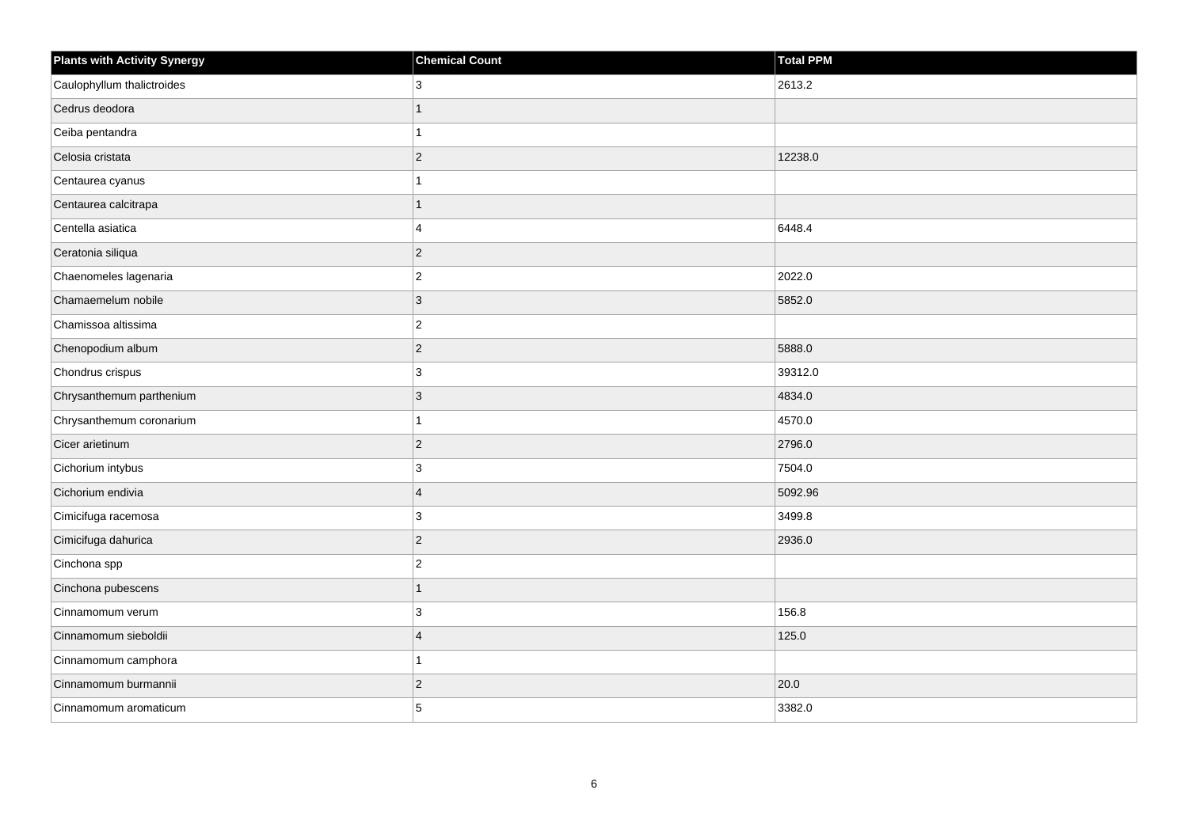| Plants with Activity Synergy | Chemical Count | Total PPM |
| --- | --- | --- |
| Caulophyllum thalictroides | 3 | 2613.2 |
| Cedrus deodora | 1 | |
| Ceiba pentandra | 1 | |
| Celosia cristata | 2 | 12238.0 |
| Centaurea cyanus | 1 | |
| Centaurea calcitrapa | 1 | |
| Centella asiatica | 4 | 6448.4 |
| Ceratonia siliqua | 2 | |
| Chaenomeles lagenaria | 2 | 2022.0 |
| Chamaemelum nobile | 3 | 5852.0 |
| Chamissoa altissima | 2 | |
| Chenopodium album | 2 | 5888.0 |
| Chondrus crispus | 3 | 39312.0 |
| Chrysanthemum parthenium | 3 | 4834.0 |
| Chrysanthemum coronarium | 1 | 4570.0 |
| Cicer arietinum | 2 | 2796.0 |
| Cichorium intybus | 3 | 7504.0 |
| Cichorium endivia | 4 | 5092.96 |
| Cimicifuga racemosa | 3 | 3499.8 |
| Cimicifuga dahurica | 2 | 2936.0 |
| Cinchona spp | 2 | |
| Cinchona pubescens | 1 | |
| Cinnamomum verum | 3 | 156.8 |
| Cinnamomum sieboldii | 4 | 125.0 |
| Cinnamomum camphora | 1 | |
| Cinnamomum burmannii | 2 | 20.0 |
| Cinnamomum aromaticum | 5 | 3382.0 |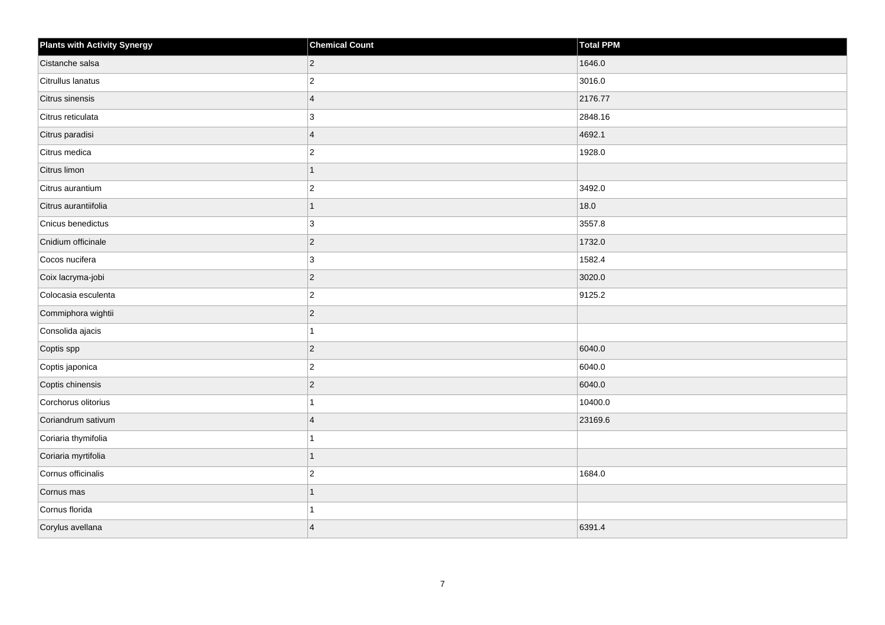| Plants with Activity Synergy | Chemical Count | Total PPM |
|---|---|---|
| Cistanche salsa | 2 | 1646.0 |
| Citrullus lanatus | 2 | 3016.0 |
| Citrus sinensis | 4 | 2176.77 |
| Citrus reticulata | 3 | 2848.16 |
| Citrus paradisi | 4 | 4692.1 |
| Citrus medica | 2 | 1928.0 |
| Citrus limon | 1 | |
| Citrus aurantium | 2 | 3492.0 |
| Citrus aurantiifolia | 1 | 18.0 |
| Cnicus benedictus | 3 | 3557.8 |
| Cnidium officinale | 2 | 1732.0 |
| Cocos nucifera | 3 | 1582.4 |
| Coix lacryma-jobi | 2 | 3020.0 |
| Colocasia esculenta | 2 | 9125.2 |
| Commiphora wightii | 2 | |
| Consolida ajacis | 1 | |
| Coptis spp | 2 | 6040.0 |
| Coptis japonica | 2 | 6040.0 |
| Coptis chinensis | 2 | 6040.0 |
| Corchorus olitorius | 1 | 10400.0 |
| Coriandrum sativum | 4 | 23169.6 |
| Coriaria thymifolia | 1 | |
| Coriaria myrtifolia | 1 | |
| Cornus officinalis | 2 | 1684.0 |
| Cornus mas | 1 | |
| Cornus florida | 1 | |
| Corylus avellana | 4 | 6391.4 |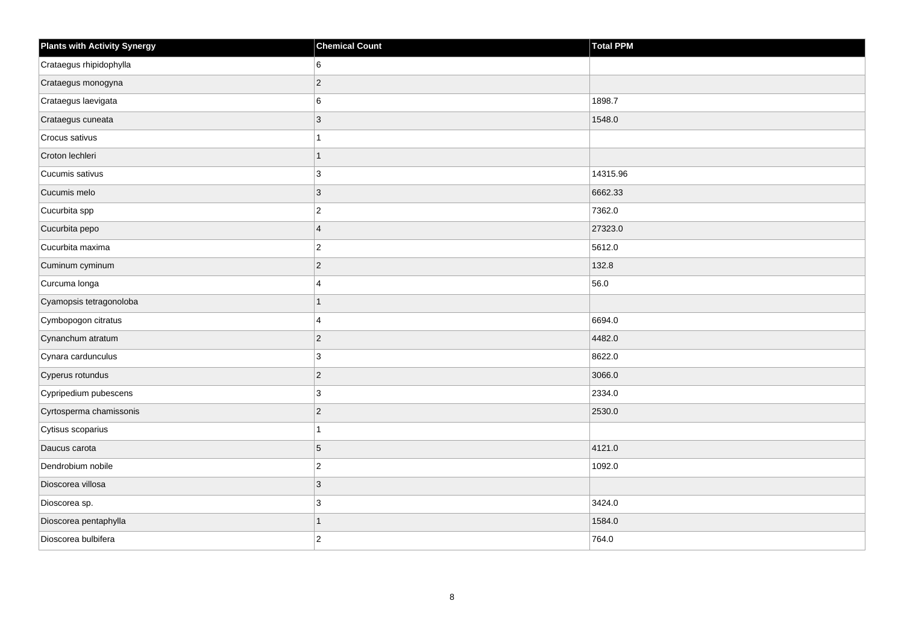| Plants with Activity Synergy | Chemical Count | Total PPM |
|---|---|---|
| Crataegus rhipidophylla | 6 | |
| Crataegus monogyna | 2 | |
| Crataegus laevigata | 6 | 1898.7 |
| Crataegus cuneata | 3 | 1548.0 |
| Crocus sativus | 1 | |
| Croton lechleri | 1 | |
| Cucumis sativus | 3 | 14315.96 |
| Cucumis melo | 3 | 6662.33 |
| Cucurbita spp | 2 | 7362.0 |
| Cucurbita pepo | 4 | 27323.0 |
| Cucurbita maxima | 2 | 5612.0 |
| Cuminum cyminum | 2 | 132.8 |
| Curcuma longa | 4 | 56.0 |
| Cyamopsis tetragonoloba | 1 | |
| Cymbopogon citratus | 4 | 6694.0 |
| Cynanchum atratum | 2 | 4482.0 |
| Cynara cardunculus | 3 | 8622.0 |
| Cyperus rotundus | 2 | 3066.0 |
| Cypripedium pubescens | 3 | 2334.0 |
| Cyrtosperma chamissonis | 2 | 2530.0 |
| Cytisus scoparius | 1 | |
| Daucus carota | 5 | 4121.0 |
| Dendrobium nobile | 2 | 1092.0 |
| Dioscorea villosa | 3 | |
| Dioscorea sp. | 3 | 3424.0 |
| Dioscorea pentaphylla | 1 | 1584.0 |
| Dioscorea bulbifera | 2 | 764.0 |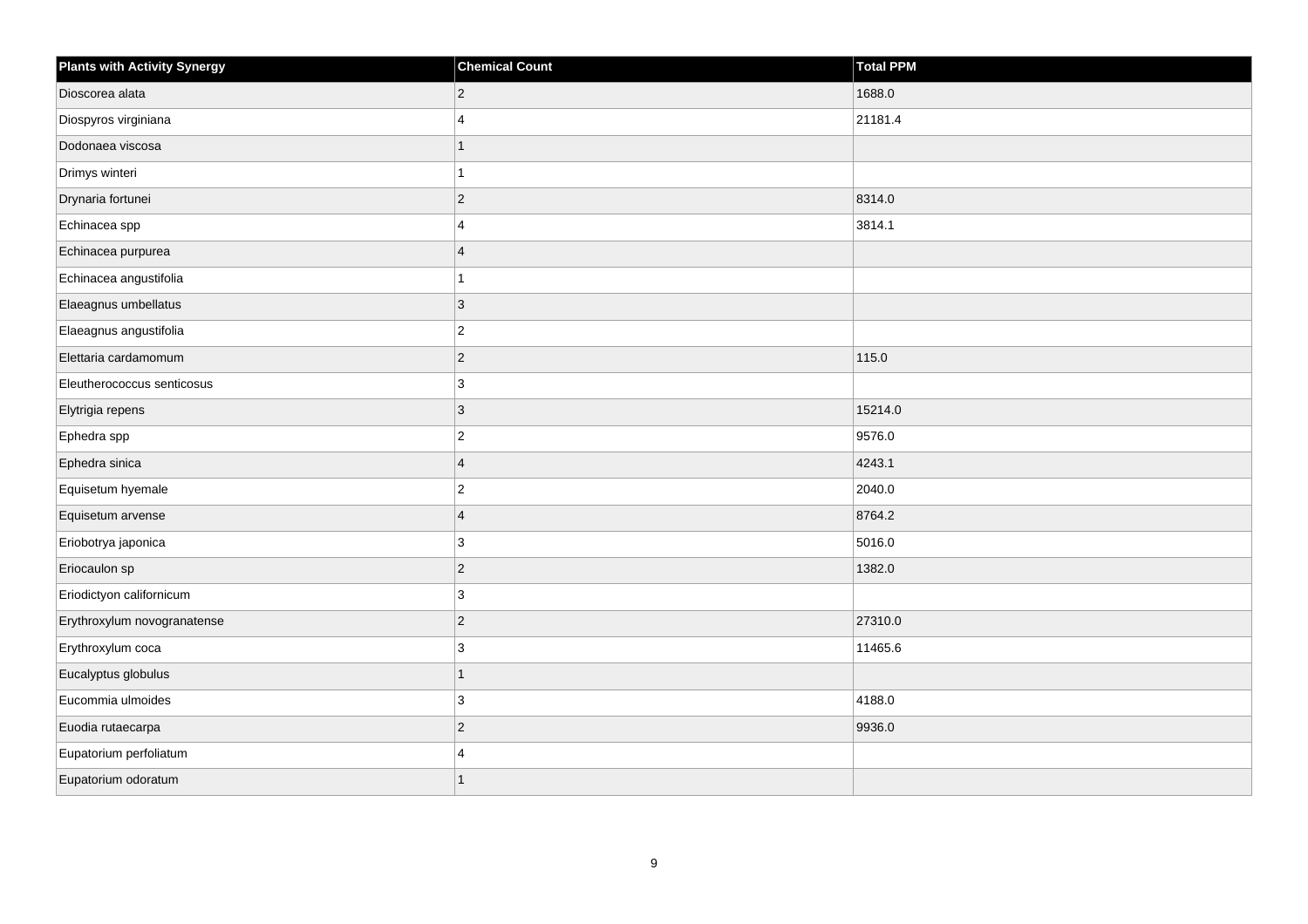| Plants with Activity Synergy | Chemical Count | Total PPM |
| --- | --- | --- |
| Dioscorea alata | 2 | 1688.0 |
| Diospyros virginiana | 4 | 21181.4 |
| Dodonaea viscosa | 1 | |
| Drimys winteri | 1 | |
| Drynaria fortunei | 2 | 8314.0 |
| Echinacea spp | 4 | 3814.1 |
| Echinacea purpurea | 4 | |
| Echinacea angustifolia | 1 | |
| Elaeagnus umbellatus | 3 | |
| Elaeagnus angustifolia | 2 | |
| Elettaria cardamomum | 2 | 115.0 |
| Eleutherococcus senticosus | 3 | |
| Elytrigia repens | 3 | 15214.0 |
| Ephedra spp | 2 | 9576.0 |
| Ephedra sinica | 4 | 4243.1 |
| Equisetum hyemale | 2 | 2040.0 |
| Equisetum arvense | 4 | 8764.2 |
| Eriobotrya japonica | 3 | 5016.0 |
| Eriocaulon sp | 2 | 1382.0 |
| Eriodictyon californicum | 3 | |
| Erythroxylum novogranatense | 2 | 27310.0 |
| Erythroxylum coca | 3 | 11465.6 |
| Eucalyptus globulus | 1 | |
| Eucommia ulmoides | 3 | 4188.0 |
| Euodia rutaecarpa | 2 | 9936.0 |
| Eupatorium perfoliatum | 4 | |
| Eupatorium odoratum | 1 | |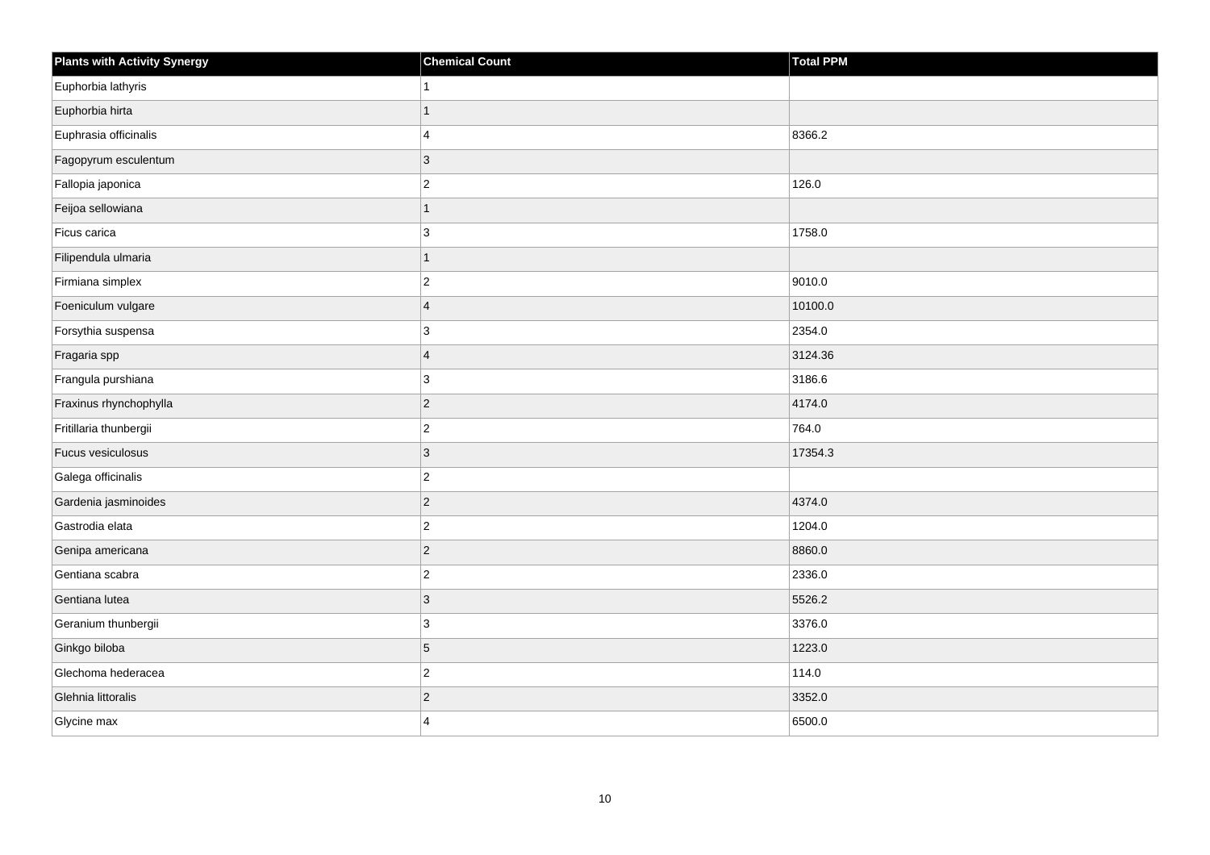| Plants with Activity Synergy | Chemical Count | Total PPM |
| --- | --- | --- |
| Euphorbia lathyris | 1 | |
| Euphorbia hirta | 1 | |
| Euphrasia officinalis | 4 | 8366.2 |
| Fagopyrum esculentum | 3 | |
| Fallopia japonica | 2 | 126.0 |
| Feijoa sellowiana | 1 | |
| Ficus carica | 3 | 1758.0 |
| Filipendula ulmaria | 1 | |
| Firmiana simplex | 2 | 9010.0 |
| Foeniculum vulgare | 4 | 10100.0 |
| Forsythia suspensa | 3 | 2354.0 |
| Fragaria spp | 4 | 3124.36 |
| Frangula purshiana | 3 | 3186.6 |
| Fraxinus rhynchophylla | 2 | 4174.0 |
| Fritillaria thunbergii | 2 | 764.0 |
| Fucus vesiculosus | 3 | 17354.3 |
| Galega officinalis | 2 | |
| Gardenia jasminoides | 2 | 4374.0 |
| Gastrodia elata | 2 | 1204.0 |
| Genipa americana | 2 | 8860.0 |
| Gentiana scabra | 2 | 2336.0 |
| Gentiana lutea | 3 | 5526.2 |
| Geranium thunbergii | 3 | 3376.0 |
| Ginkgo biloba | 5 | 1223.0 |
| Glechoma hederacea | 2 | 114.0 |
| Glehnia littoralis | 2 | 3352.0 |
| Glycine max | 4 | 6500.0 |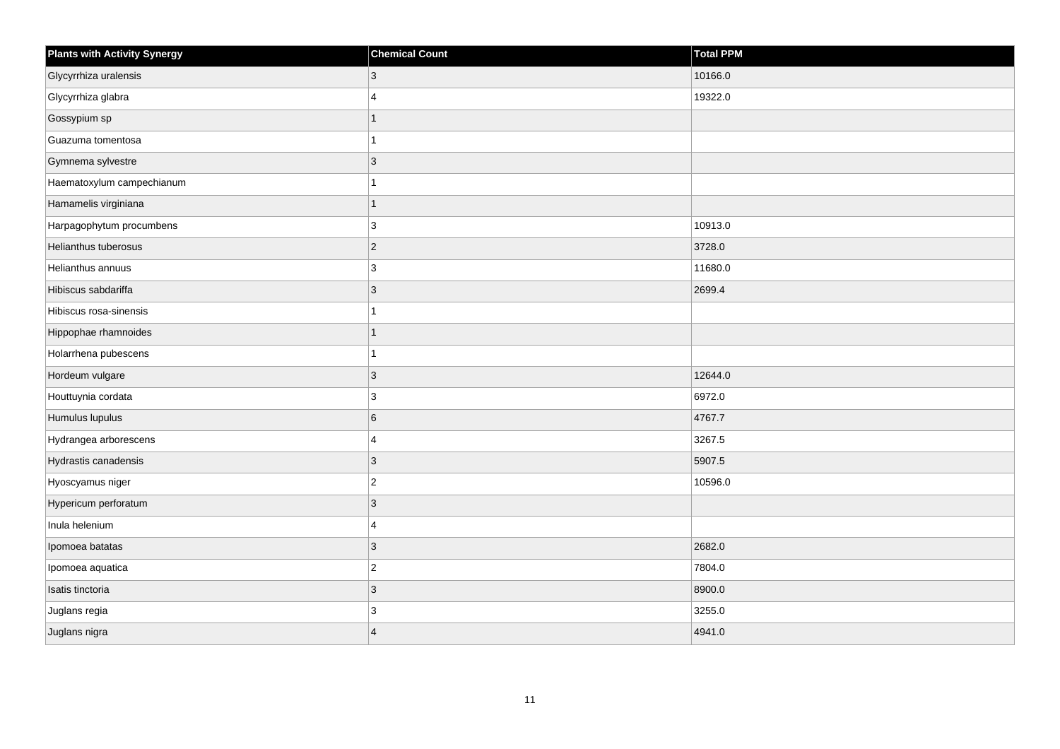| Plants with Activity Synergy | Chemical Count | Total PPM |
| --- | --- | --- |
| Glycyrrhiza uralensis | 3 | 10166.0 |
| Glycyrrhiza glabra | 4 | 19322.0 |
| Gossypium sp | 1 | |
| Guazuma tomentosa | 1 | |
| Gymnema sylvestre | 3 | |
| Haematoxylum campechianum | 1 | |
| Hamamelis virginiana | 1 | |
| Harpagophytum procumbens | 3 | 10913.0 |
| Helianthus tuberosus | 2 | 3728.0 |
| Helianthus annuus | 3 | 11680.0 |
| Hibiscus sabdariffa | 3 | 2699.4 |
| Hibiscus rosa-sinensis | 1 | |
| Hippophae rhamnoides | 1 | |
| Holarrhena pubescens | 1 | |
| Hordeum vulgare | 3 | 12644.0 |
| Houttuynia cordata | 3 | 6972.0 |
| Humulus lupulus | 6 | 4767.7 |
| Hydrangea arborescens | 4 | 3267.5 |
| Hydrastis canadensis | 3 | 5907.5 |
| Hyoscyamus niger | 2 | 10596.0 |
| Hypericum perforatum | 3 | |
| Inula helenium | 4 | |
| Ipomoea batatas | 3 | 2682.0 |
| Ipomoea aquatica | 2 | 7804.0 |
| Isatis tinctoria | 3 | 8900.0 |
| Juglans regia | 3 | 3255.0 |
| Juglans nigra | 4 | 4941.0 |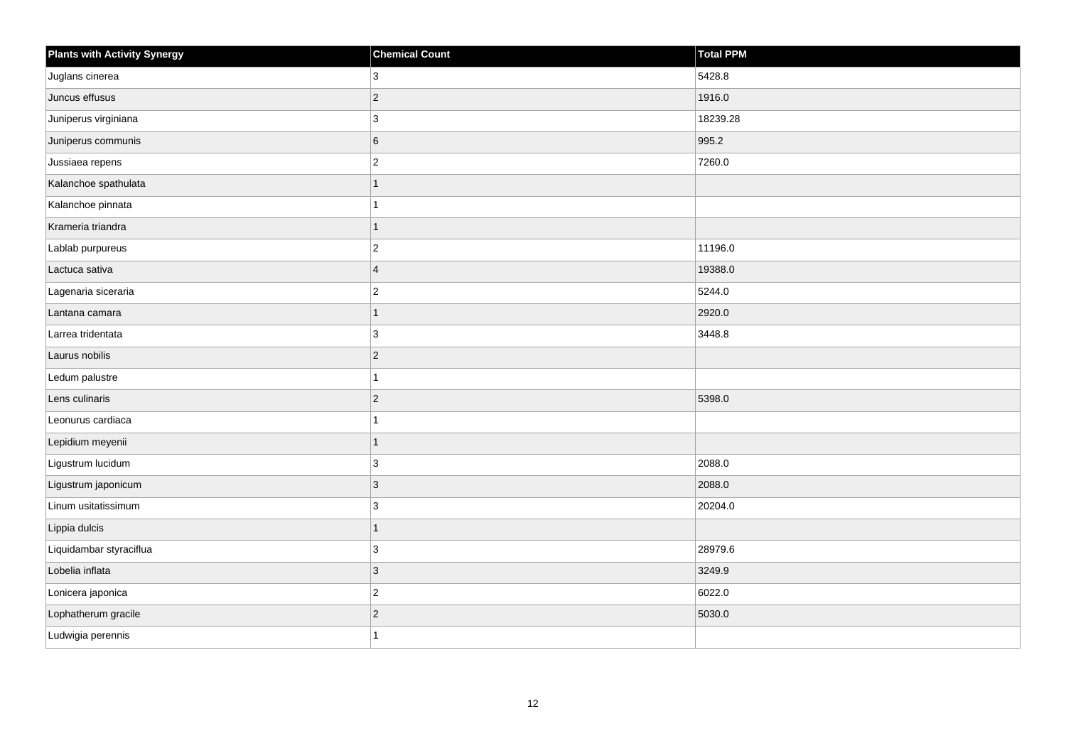| Plants with Activity Synergy | Chemical Count | Total PPM |
| --- | --- | --- |
| Juglans cinerea | 3 | 5428.8 |
| Juncus effusus | 2 | 1916.0 |
| Juniperus virginiana | 3 | 18239.28 |
| Juniperus communis | 6 | 995.2 |
| Jussiaea repens | 2 | 7260.0 |
| Kalanchoe spathulata | 1 | |
| Kalanchoe pinnata | 1 | |
| Krameria triandra | 1 | |
| Lablab purpureus | 2 | 11196.0 |
| Lactuca sativa | 4 | 19388.0 |
| Lagenaria siceraria | 2 | 5244.0 |
| Lantana camara | 1 | 2920.0 |
| Larrea tridentata | 3 | 3448.8 |
| Laurus nobilis | 2 | |
| Ledum palustre | 1 | |
| Lens culinaris | 2 | 5398.0 |
| Leonurus cardiaca | 1 | |
| Lepidium meyenii | 1 | |
| Ligustrum lucidum | 3 | 2088.0 |
| Ligustrum japonicum | 3 | 2088.0 |
| Linum usitatissimum | 3 | 20204.0 |
| Lippia dulcis | 1 | |
| Liquidambar styraciflua | 3 | 28979.6 |
| Lobelia inflata | 3 | 3249.9 |
| Lonicera japonica | 2 | 6022.0 |
| Lophatherum gracile | 2 | 5030.0 |
| Ludwigia perennis | 1 | |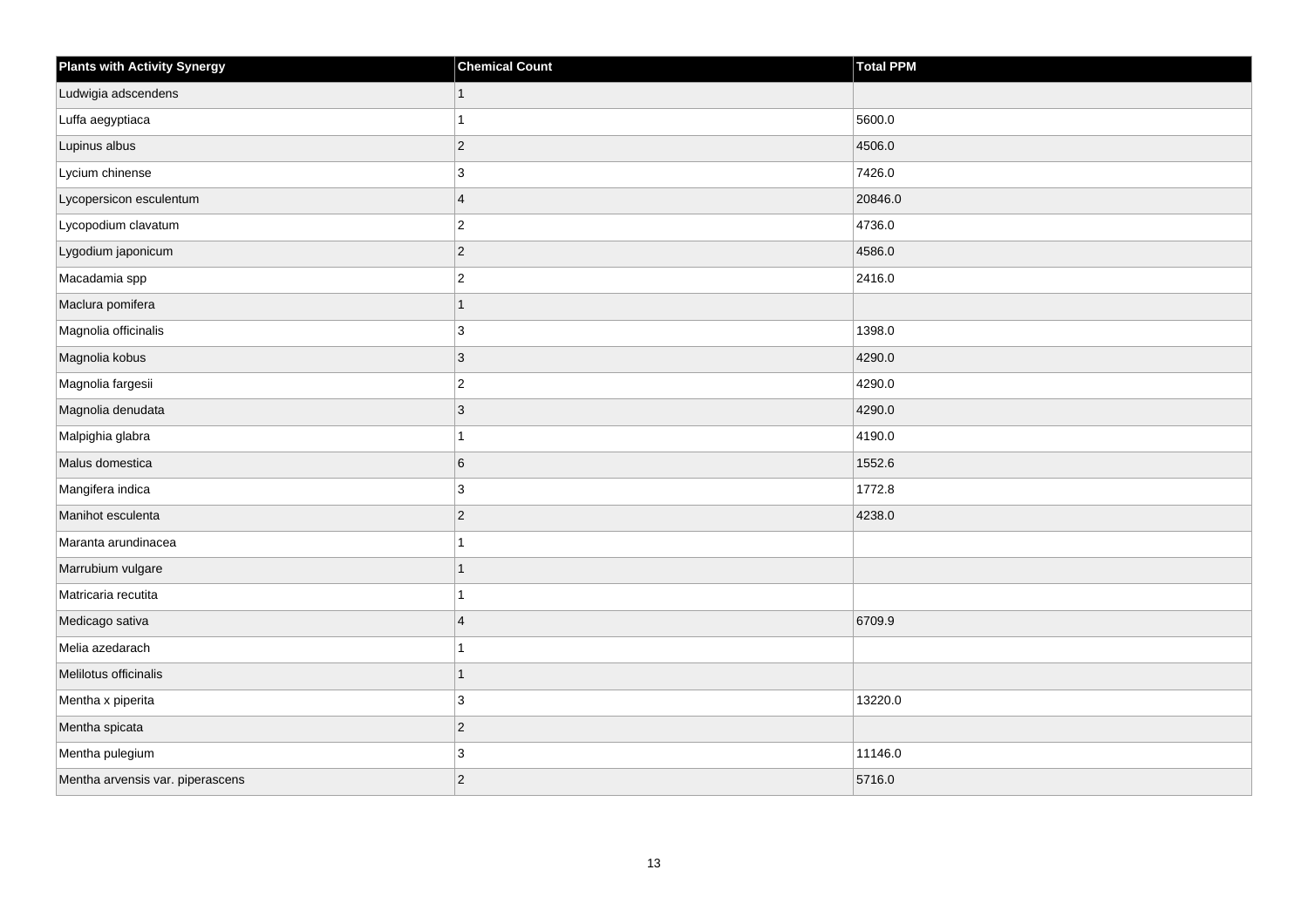| Plants with Activity Synergy | Chemical Count | Total PPM |
|---|---|---|
| Ludwigia adscendens | 1 | |
| Luffa aegyptiaca | 1 | 5600.0 |
| Lupinus albus | 2 | 4506.0 |
| Lycium chinense | 3 | 7426.0 |
| Lycopersicon esculentum | 4 | 20846.0 |
| Lycopodium clavatum | 2 | 4736.0 |
| Lygodium japonicum | 2 | 4586.0 |
| Macadamia spp | 2 | 2416.0 |
| Maclura pomifera | 1 | |
| Magnolia officinalis | 3 | 1398.0 |
| Magnolia kobus | 3 | 4290.0 |
| Magnolia fargesii | 2 | 4290.0 |
| Magnolia denudata | 3 | 4290.0 |
| Malpighia glabra | 1 | 4190.0 |
| Malus domestica | 6 | 1552.6 |
| Mangifera indica | 3 | 1772.8 |
| Manihot esculenta | 2 | 4238.0 |
| Maranta arundinacea | 1 | |
| Marrubium vulgare | 1 | |
| Matricaria recutita | 1 | |
| Medicago sativa | 4 | 6709.9 |
| Melia azedarach | 1 | |
| Melilotus officinalis | 1 | |
| Mentha x piperita | 3 | 13220.0 |
| Mentha spicata | 2 | |
| Mentha pulegium | 3 | 11146.0 |
| Mentha arvensis var. piperascens | 2 | 5716.0 |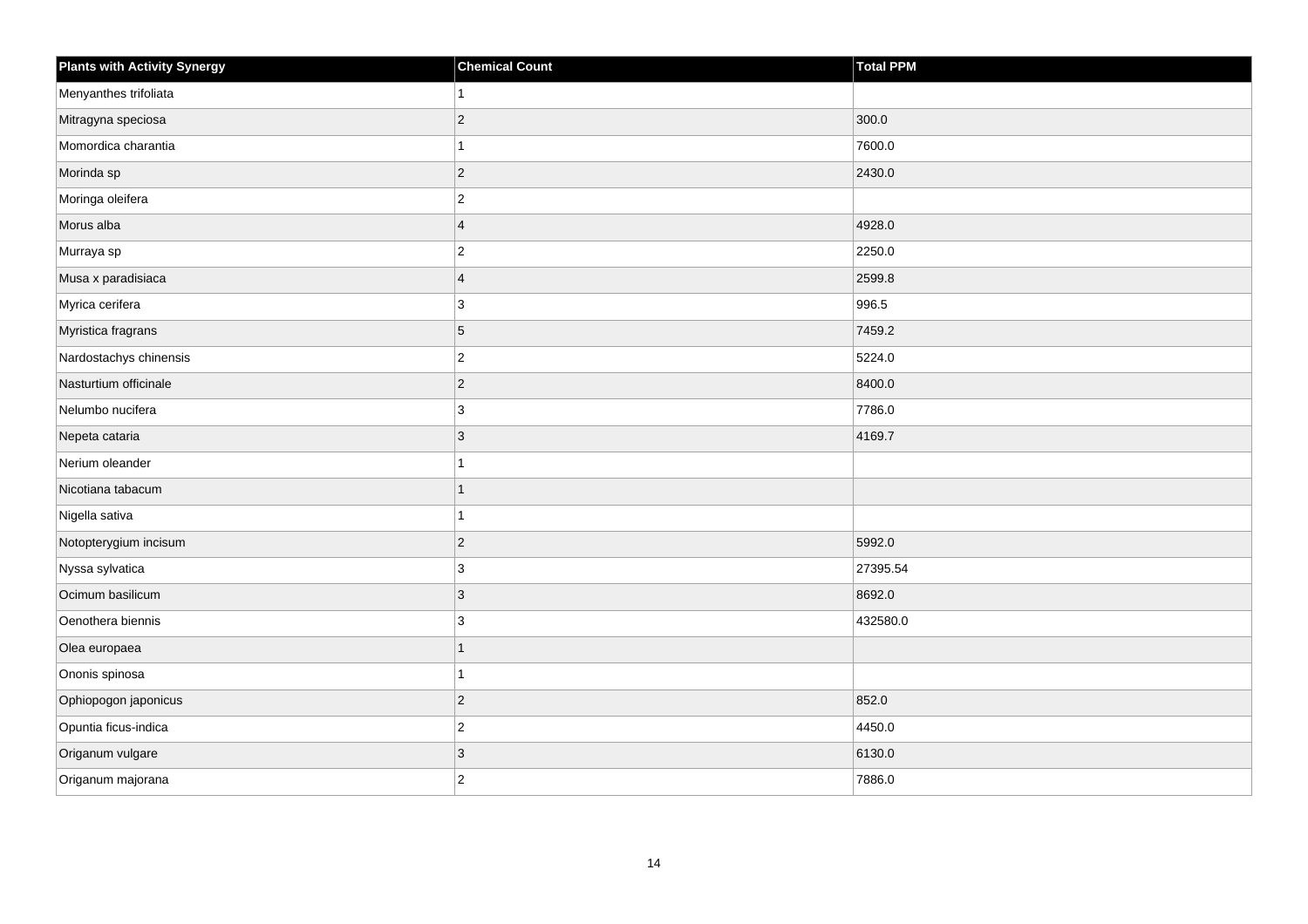| Plants with Activity Synergy | Chemical Count | Total PPM |
| --- | --- | --- |
| Menyanthes trifoliata | 1 | |
| Mitragyna speciosa | 2 | 300.0 |
| Momordica charantia | 1 | 7600.0 |
| Morinda sp | 2 | 2430.0 |
| Moringa oleifera | 2 | |
| Morus alba | 4 | 4928.0 |
| Murraya sp | 2 | 2250.0 |
| Musa x paradisiaca | 4 | 2599.8 |
| Myrica cerifera | 3 | 996.5 |
| Myristica fragrans | 5 | 7459.2 |
| Nardostachys chinensis | 2 | 5224.0 |
| Nasturtium officinale | 2 | 8400.0 |
| Nelumbo nucifera | 3 | 7786.0 |
| Nepeta cataria | 3 | 4169.7 |
| Nerium oleander | 1 | |
| Nicotiana tabacum | 1 | |
| Nigella sativa | 1 | |
| Notopterygium incisum | 2 | 5992.0 |
| Nyssa sylvatica | 3 | 27395.54 |
| Ocimum basilicum | 3 | 8692.0 |
| Oenothera biennis | 3 | 432580.0 |
| Olea europaea | 1 | |
| Ononis spinosa | 1 | |
| Ophiopogon japonicus | 2 | 852.0 |
| Opuntia ficus-indica | 2 | 4450.0 |
| Origanum vulgare | 3 | 6130.0 |
| Origanum majorana | 2 | 7886.0 |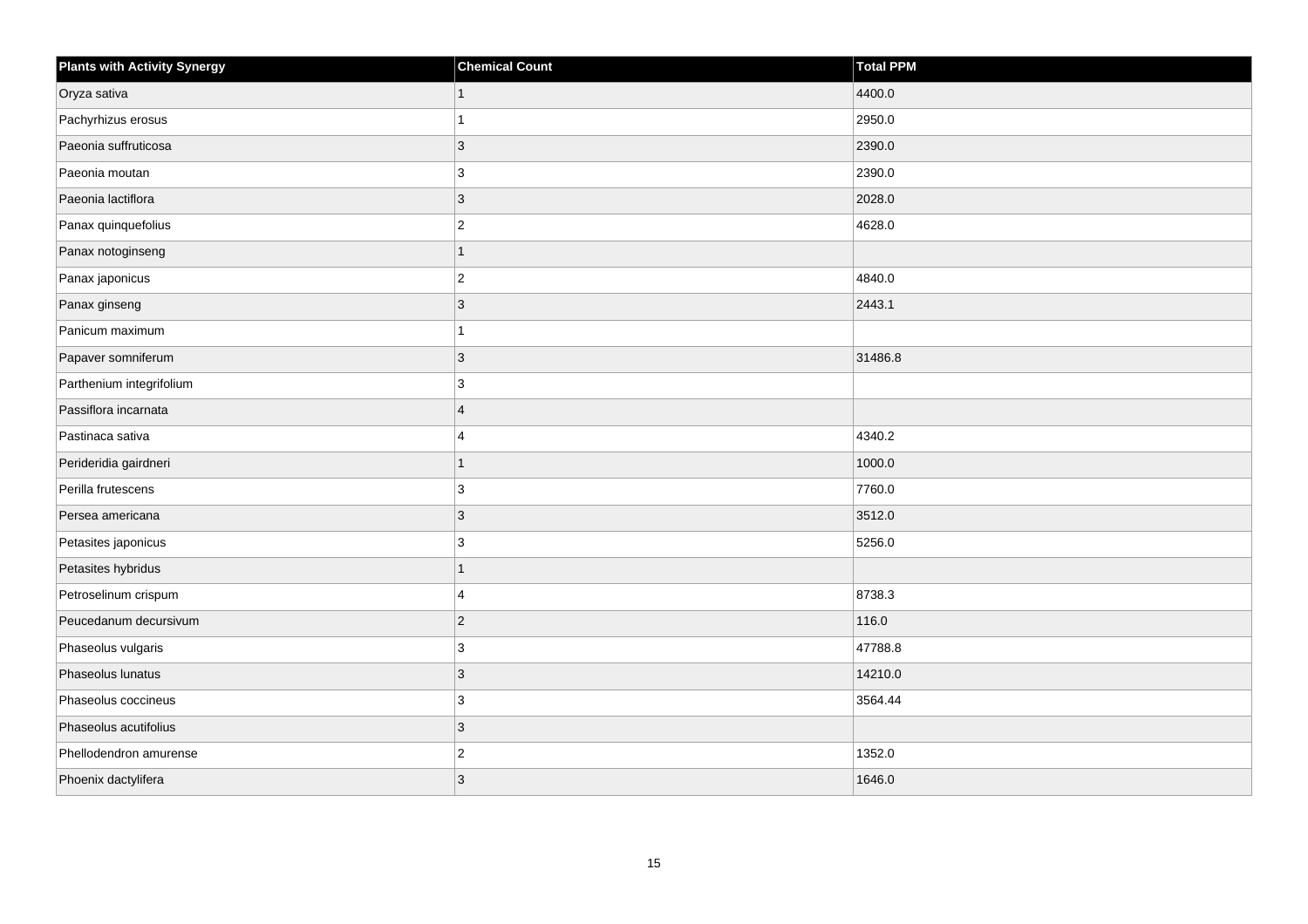| Plants with Activity Synergy | Chemical Count | Total PPM |
| --- | --- | --- |
| Oryza sativa | 1 | 4400.0 |
| Pachyrhizus erosus | 1 | 2950.0 |
| Paeonia suffruticosa | 3 | 2390.0 |
| Paeonia moutan | 3 | 2390.0 |
| Paeonia lactiflora | 3 | 2028.0 |
| Panax quinquefolius | 2 | 4628.0 |
| Panax notoginseng | 1 | |
| Panax japonicus | 2 | 4840.0 |
| Panax ginseng | 3 | 2443.1 |
| Panicum maximum | 1 | |
| Papaver somniferum | 3 | 31486.8 |
| Parthenium integrifolium | 3 | |
| Passiflora incarnata | 4 | |
| Pastinaca sativa | 4 | 4340.2 |
| Perideridia gairdneri | 1 | 1000.0 |
| Perilla frutescens | 3 | 7760.0 |
| Persea americana | 3 | 3512.0 |
| Petasites japonicus | 3 | 5256.0 |
| Petasites hybridus | 1 | |
| Petroselinum crispum | 4 | 8738.3 |
| Peucedanum decursivum | 2 | 116.0 |
| Phaseolus vulgaris | 3 | 47788.8 |
| Phaseolus lunatus | 3 | 14210.0 |
| Phaseolus coccineus | 3 | 3564.44 |
| Phaseolus acutifolius | 3 | |
| Phellodendron amurense | 2 | 1352.0 |
| Phoenix dactylifera | 3 | 1646.0 |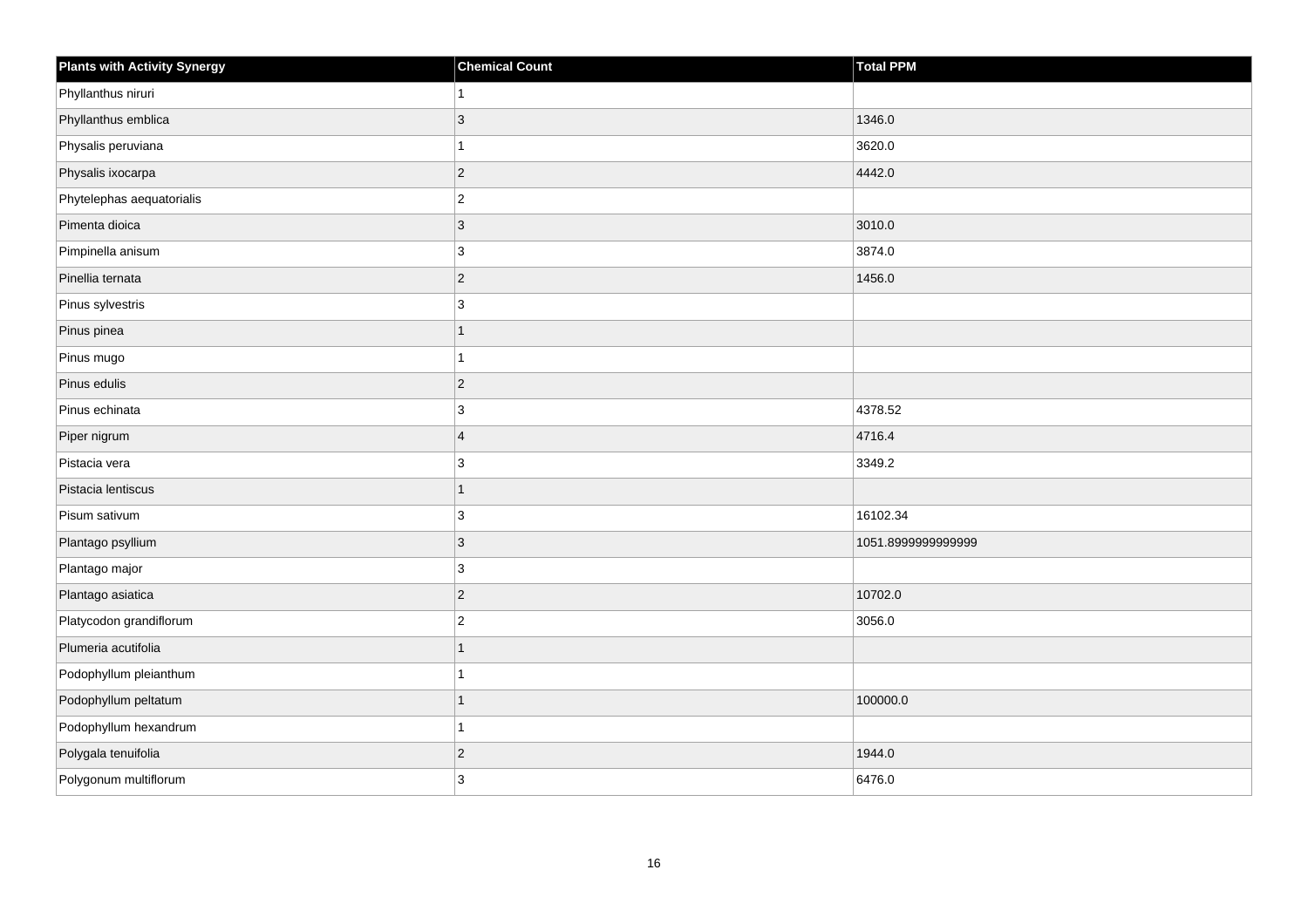| Plants with Activity Synergy | Chemical Count | Total PPM |
| --- | --- | --- |
| Phyllanthus niruri | 1 | |
| Phyllanthus emblica | 3 | 1346.0 |
| Physalis peruviana | 1 | 3620.0 |
| Physalis ixocarpa | 2 | 4442.0 |
| Phytelephas aequatorialis | 2 | |
| Pimenta dioica | 3 | 3010.0 |
| Pimpinella anisum | 3 | 3874.0 |
| Pinellia ternata | 2 | 1456.0 |
| Pinus sylvestris | 3 | |
| Pinus pinea | 1 | |
| Pinus mugo | 1 | |
| Pinus edulis | 2 | |
| Pinus echinata | 3 | 4378.52 |
| Piper nigrum | 4 | 4716.4 |
| Pistacia vera | 3 | 3349.2 |
| Pistacia lentiscus | 1 | |
| Pisum sativum | 3 | 16102.34 |
| Plantago psyllium | 3 | 1051.8999999999999 |
| Plantago major | 3 | |
| Plantago asiatica | 2 | 10702.0 |
| Platycodon grandiflorum | 2 | 3056.0 |
| Plumeria acutifolia | 1 | |
| Podophyllum pleianthum | 1 | |
| Podophyllum peltatum | 1 | 100000.0 |
| Podophyllum hexandrum | 1 | |
| Polygala tenuifolia | 2 | 1944.0 |
| Polygonum multiflorum | 3 | 6476.0 |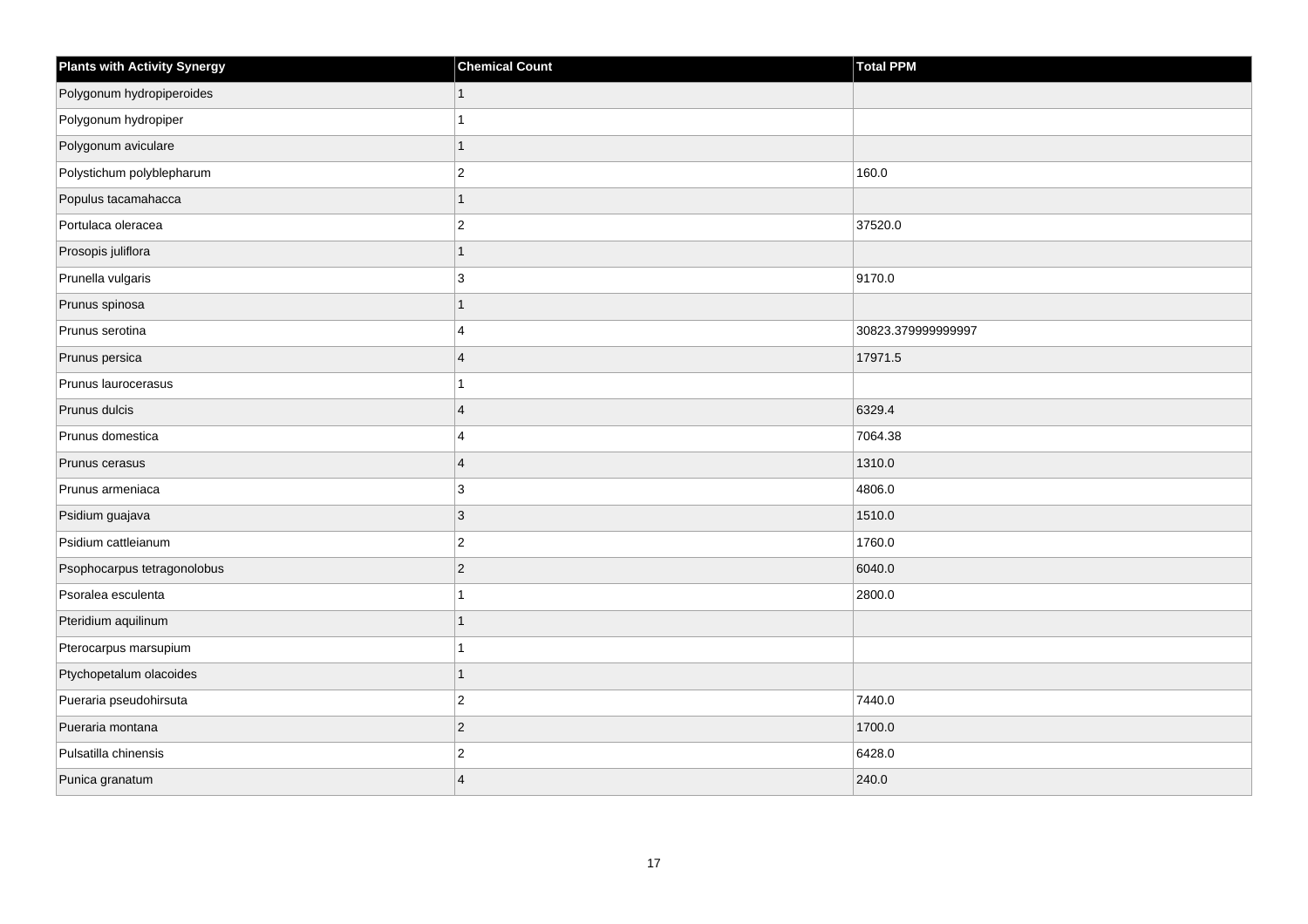| Plants with Activity Synergy | Chemical Count | Total PPM |
| --- | --- | --- |
| Polygonum hydropiperoides | 1 | |
| Polygonum hydropiper | 1 | |
| Polygonum aviculare | 1 | |
| Polystichum polyblepharum | 2 | 160.0 |
| Populus tacamahacca | 1 | |
| Portulaca oleracea | 2 | 37520.0 |
| Prosopis juliflora | 1 | |
| Prunella vulgaris | 3 | 9170.0 |
| Prunus spinosa | 1 | |
| Prunus serotina | 4 | 30823.379999999997 |
| Prunus persica | 4 | 17971.5 |
| Prunus laurocerasus | 1 | |
| Prunus dulcis | 4 | 6329.4 |
| Prunus domestica | 4 | 7064.38 |
| Prunus cerasus | 4 | 1310.0 |
| Prunus armeniaca | 3 | 4806.0 |
| Psidium guajava | 3 | 1510.0 |
| Psidium cattleianum | 2 | 1760.0 |
| Psophocarpus tetragonolobus | 2 | 6040.0 |
| Psoralea esculenta | 1 | 2800.0 |
| Pteridium aquilinum | 1 | |
| Pterocarpus marsupium | 1 | |
| Ptychopetalum olacoides | 1 | |
| Pueraria pseudohirsuta | 2 | 7440.0 |
| Pueraria montana | 2 | 1700.0 |
| Pulsatilla chinensis | 2 | 6428.0 |
| Punica granatum | 4 | 240.0 |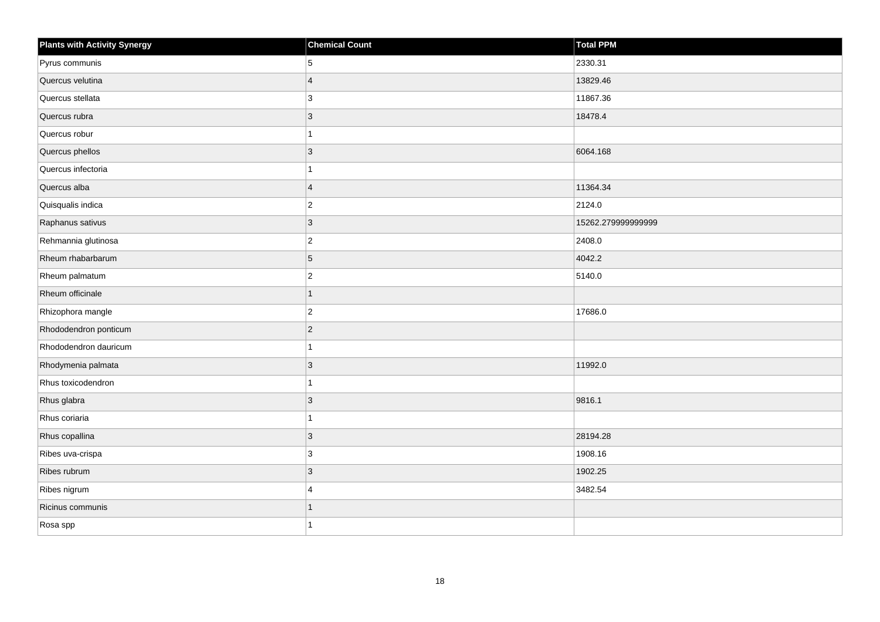| Plants with Activity Synergy | Chemical Count | Total PPM |
| --- | --- | --- |
| Pyrus communis | 5 | 2330.31 |
| Quercus velutina | 4 | 13829.46 |
| Quercus stellata | 3 | 11867.36 |
| Quercus rubra | 3 | 18478.4 |
| Quercus robur | 1 | |
| Quercus phellos | 3 | 6064.168 |
| Quercus infectoria | 1 | |
| Quercus alba | 4 | 11364.34 |
| Quisqualis indica | 2 | 2124.0 |
| Raphanus sativus | 3 | 15262.279999999999 |
| Rehmannia glutinosa | 2 | 2408.0 |
| Rheum rhabarbarum | 5 | 4042.2 |
| Rheum palmatum | 2 | 5140.0 |
| Rheum officinale | 1 | |
| Rhizophora mangle | 2 | 17686.0 |
| Rhododendron ponticum | 2 | |
| Rhododendron dauricum | 1 | |
| Rhodymenia palmata | 3 | 11992.0 |
| Rhus toxicodendron | 1 | |
| Rhus glabra | 3 | 9816.1 |
| Rhus coriaria | 1 | |
| Rhus copallina | 3 | 28194.28 |
| Ribes uva-crispa | 3 | 1908.16 |
| Ribes rubrum | 3 | 1902.25 |
| Ribes nigrum | 4 | 3482.54 |
| Ricinus communis | 1 | |
| Rosa spp | 1 | |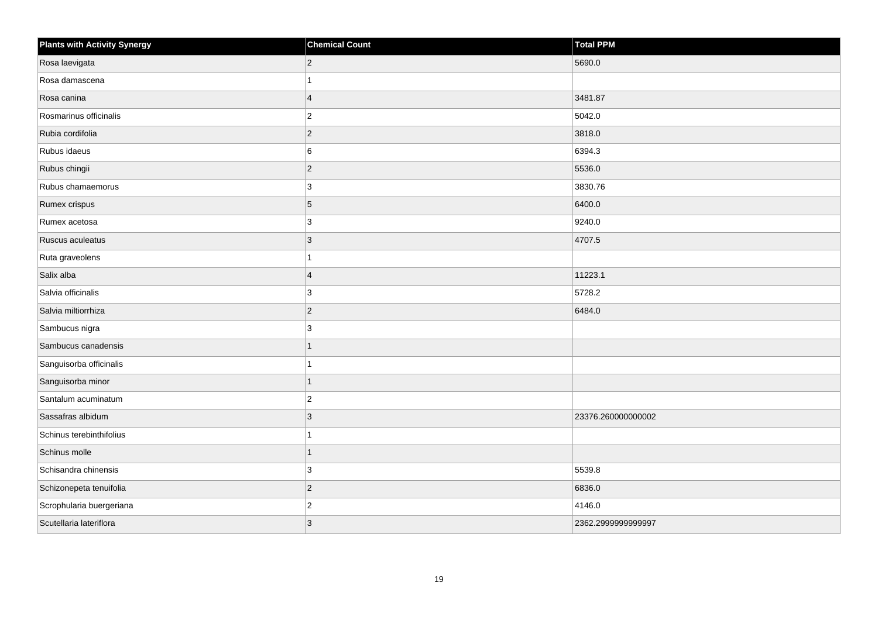| Plants with Activity Synergy | Chemical Count | Total PPM |
| --- | --- | --- |
| Rosa laevigata | 2 | 5690.0 |
| Rosa damascena | 1 | |
| Rosa canina | 4 | 3481.87 |
| Rosmarinus officinalis | 2 | 5042.0 |
| Rubia cordifolia | 2 | 3818.0 |
| Rubus idaeus | 6 | 6394.3 |
| Rubus chingii | 2 | 5536.0 |
| Rubus chamaemorus | 3 | 3830.76 |
| Rumex crispus | 5 | 6400.0 |
| Rumex acetosa | 3 | 9240.0 |
| Ruscus aculeatus | 3 | 4707.5 |
| Ruta graveolens | 1 | |
| Salix alba | 4 | 11223.1 |
| Salvia officinalis | 3 | 5728.2 |
| Salvia miltiorrhiza | 2 | 6484.0 |
| Sambucus nigra | 3 | |
| Sambucus canadensis | 1 | |
| Sanguisorba officinalis | 1 | |
| Sanguisorba minor | 1 | |
| Santalum acuminatum | 2 | |
| Sassafras albidum | 3 | 23376.260000000002 |
| Schinus terebinthifolius | 1 | |
| Schinus molle | 1 | |
| Schisandra chinensis | 3 | 5539.8 |
| Schizonepeta tenuifolia | 2 | 6836.0 |
| Scrophularia buergeriana | 2 | 4146.0 |
| Scutellaria lateriflora | 3 | 2362.2999999999997 |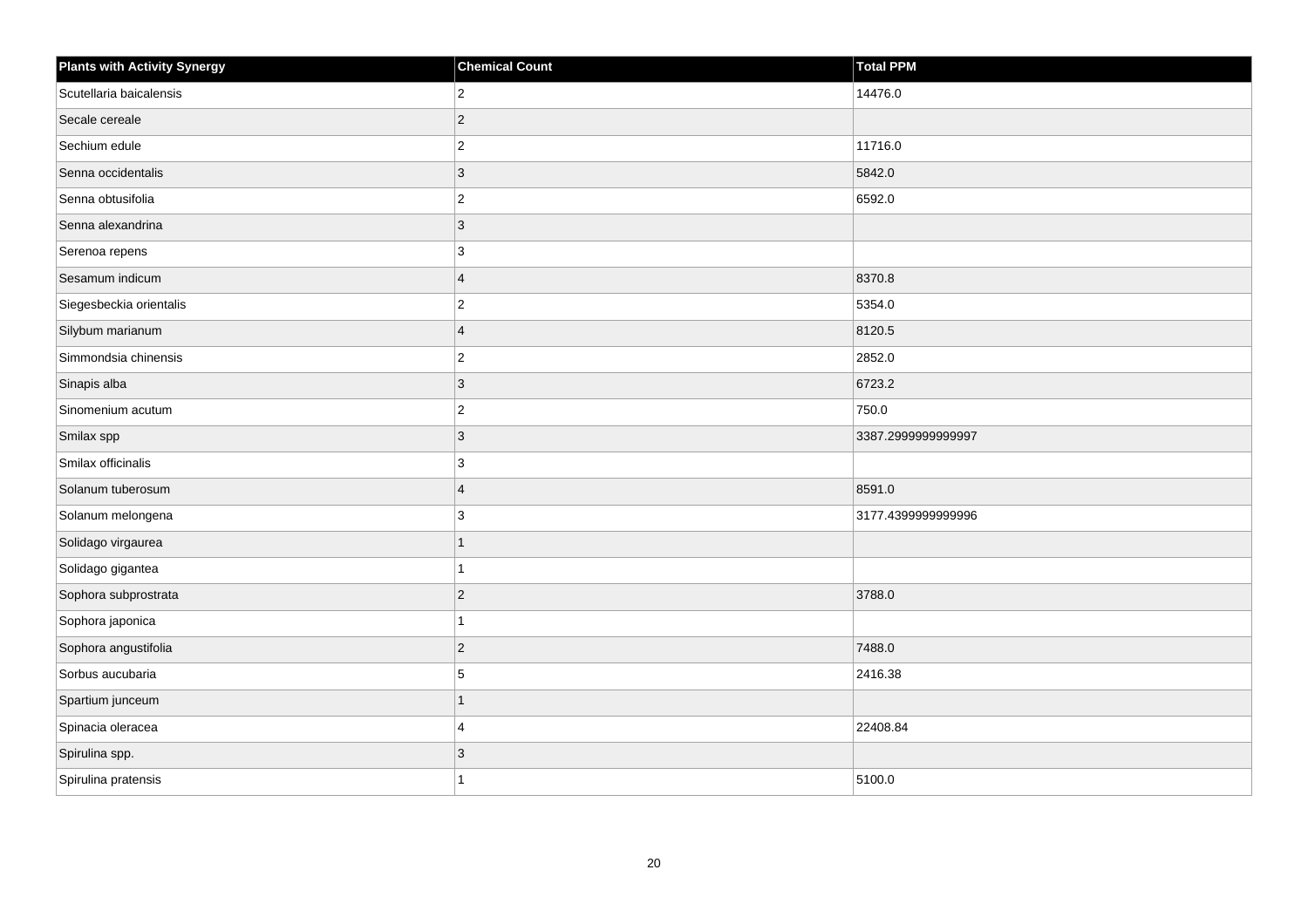| Plants with Activity Synergy | Chemical Count | Total PPM |
|---|---|---|
| Scutellaria baicalensis | 2 | 14476.0 |
| Secale cereale | 2 | |
| Sechium edule | 2 | 11716.0 |
| Senna occidentalis | 3 | 5842.0 |
| Senna obtusifolia | 2 | 6592.0 |
| Senna alexandrina | 3 | |
| Serenoa repens | 3 | |
| Sesamum indicum | 4 | 8370.8 |
| Siegesbeckia orientalis | 2 | 5354.0 |
| Silybum marianum | 4 | 8120.5 |
| Simmondsia chinensis | 2 | 2852.0 |
| Sinapis alba | 3 | 6723.2 |
| Sinomenium acutum | 2 | 750.0 |
| Smilax spp | 3 | 3387.2999999999997 |
| Smilax officinalis | 3 | |
| Solanum tuberosum | 4 | 8591.0 |
| Solanum melongena | 3 | 3177.4399999999996 |
| Solidago virgaurea | 1 | |
| Solidago gigantea | 1 | |
| Sophora subprostrata | 2 | 3788.0 |
| Sophora japonica | 1 | |
| Sophora angustifolia | 2 | 7488.0 |
| Sorbus aucubaria | 5 | 2416.38 |
| Spartium junceum | 1 | |
| Spinacia oleracea | 4 | 22408.84 |
| Spirulina spp. | 3 | |
| Spirulina pratensis | 1 | 5100.0 |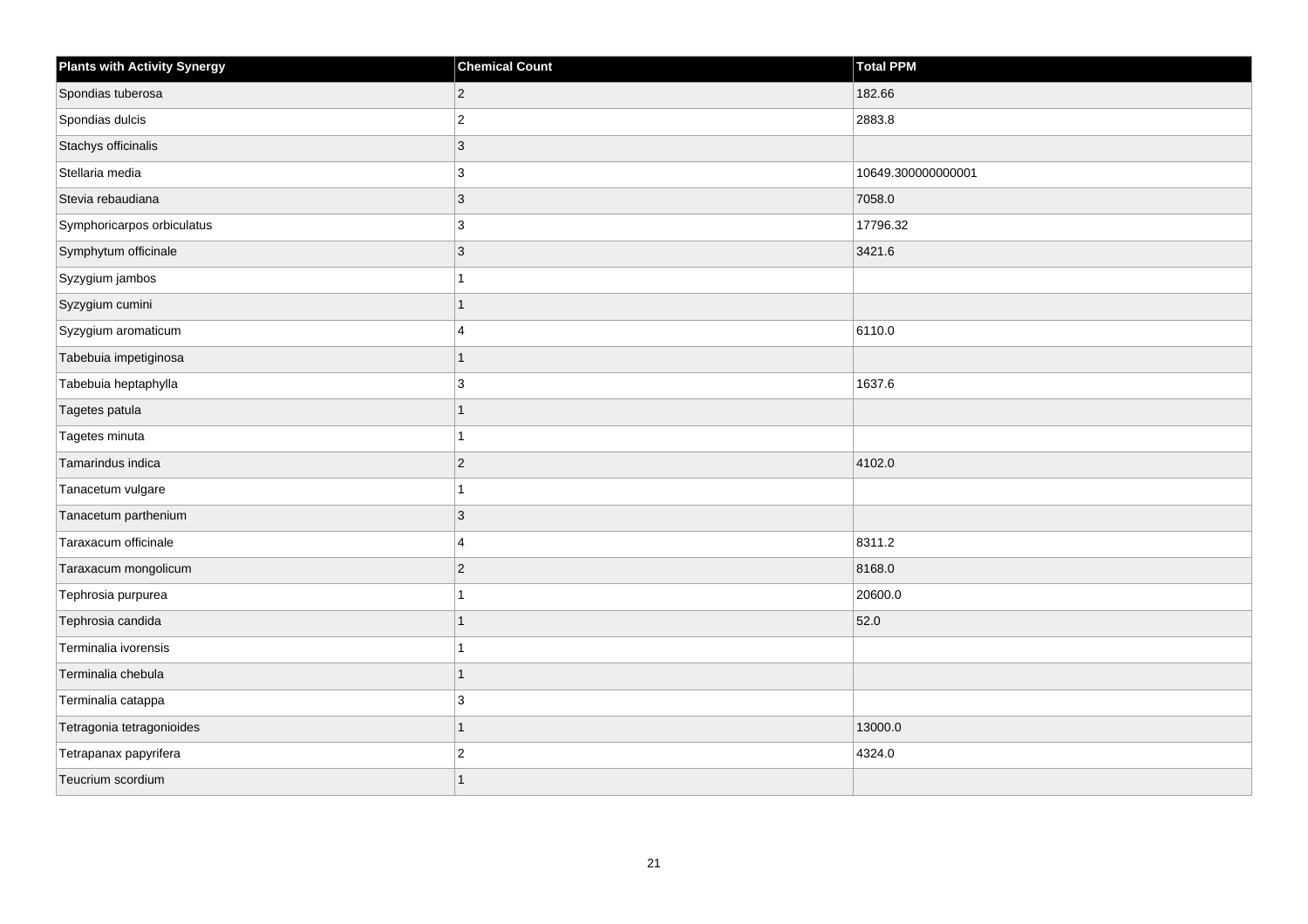| Plants with Activity Synergy | Chemical Count | Total PPM |
| --- | --- | --- |
| Spondias tuberosa | 2 | 182.66 |
| Spondias dulcis | 2 | 2883.8 |
| Stachys officinalis | 3 | |
| Stellaria media | 3 | 10649.300000000001 |
| Stevia rebaudiana | 3 | 7058.0 |
| Symphoricarpos orbiculatus | 3 | 17796.32 |
| Symphytum officinale | 3 | 3421.6 |
| Syzygium jambos | 1 | |
| Syzygium cumini | 1 | |
| Syzygium aromaticum | 4 | 6110.0 |
| Tabebuia impetiginosa | 1 | |
| Tabebuia heptaphylla | 3 | 1637.6 |
| Tagetes patula | 1 | |
| Tagetes minuta | 1 | |
| Tamarindus indica | 2 | 4102.0 |
| Tanacetum vulgare | 1 | |
| Tanacetum parthenium | 3 | |
| Taraxacum officinale | 4 | 8311.2 |
| Taraxacum mongolicum | 2 | 8168.0 |
| Tephrosia purpurea | 1 | 20600.0 |
| Tephrosia candida | 1 | 52.0 |
| Terminalia ivorensis | 1 | |
| Terminalia chebula | 1 | |
| Terminalia catappa | 3 | |
| Tetragonia tetragonioides | 1 | 13000.0 |
| Tetrapanax papyrifera | 2 | 4324.0 |
| Teucrium scordium | 1 | |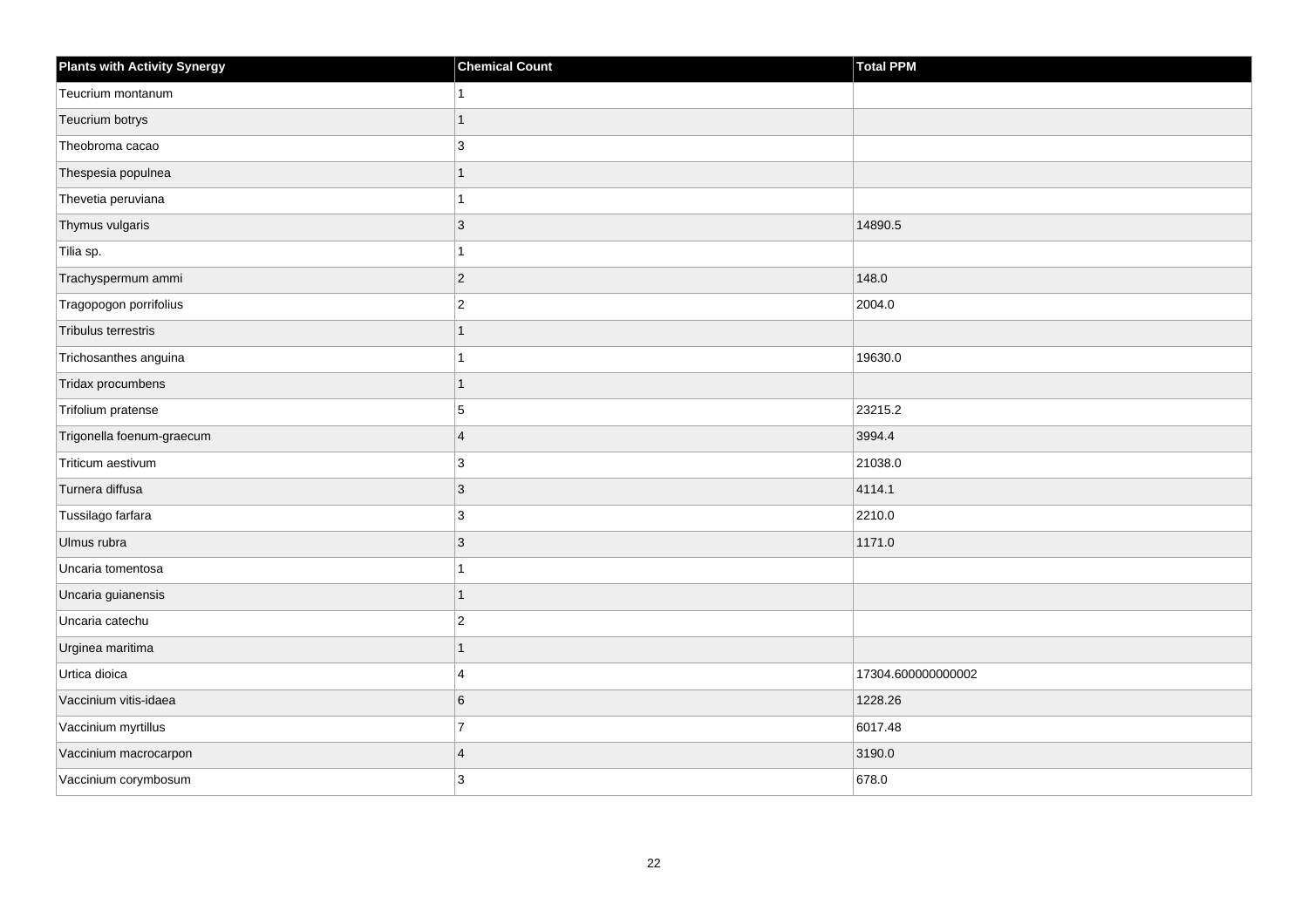| Plants with Activity Synergy | Chemical Count | Total PPM |
| --- | --- | --- |
| Teucrium montanum | 1 | |
| Teucrium botrys | 1 | |
| Theobroma cacao | 3 | |
| Thespesia populnea | 1 | |
| Thevetia peruviana | 1 | |
| Thymus vulgaris | 3 | 14890.5 |
| Tilia sp. | 1 | |
| Trachyspermum ammi | 2 | 148.0 |
| Tragopogon porrifolius | 2 | 2004.0 |
| Tribulus terrestris | 1 | |
| Trichosanthes anguina | 1 | 19630.0 |
| Tridax procumbens | 1 | |
| Trifolium pratense | 5 | 23215.2 |
| Trigonella foenum-graecum | 4 | 3994.4 |
| Triticum aestivum | 3 | 21038.0 |
| Turnera diffusa | 3 | 4114.1 |
| Tussilago farfara | 3 | 2210.0 |
| Ulmus rubra | 3 | 1171.0 |
| Uncaria tomentosa | 1 | |
| Uncaria guianensis | 1 | |
| Uncaria catechu | 2 | |
| Urginea maritima | 1 | |
| Urtica dioica | 4 | 17304.600000000002 |
| Vaccinium vitis-idaea | 6 | 1228.26 |
| Vaccinium myrtillus | 7 | 6017.48 |
| Vaccinium macrocarpon | 4 | 3190.0 |
| Vaccinium corymbosum | 3 | 678.0 |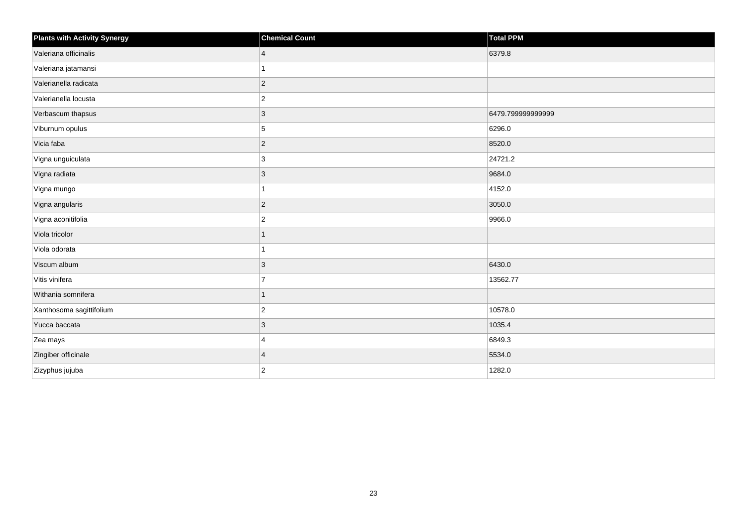| Plants with Activity Synergy | Chemical Count | Total PPM |
| --- | --- | --- |
| Valeriana officinalis | 4 | 6379.8 |
| Valeriana jatamansi | 1 | |
| Valerianella radicata | 2 | |
| Valerianella locusta | 2 | |
| Verbascum thapsus | 3 | 6479.799999999999 |
| Viburnum opulus | 5 | 6296.0 |
| Vicia faba | 2 | 8520.0 |
| Vigna unguiculata | 3 | 24721.2 |
| Vigna radiata | 3 | 9684.0 |
| Vigna mungo | 1 | 4152.0 |
| Vigna angularis | 2 | 3050.0 |
| Vigna aconitifolia | 2 | 9966.0 |
| Viola tricolor | 1 | |
| Viola odorata | 1 | |
| Viscum album | 3 | 6430.0 |
| Vitis vinifera | 7 | 13562.77 |
| Withania somnifera | 1 | |
| Xanthosoma sagittifolium | 2 | 10578.0 |
| Yucca baccata | 3 | 1035.4 |
| Zea mays | 4 | 6849.3 |
| Zingiber officinale | 4 | 5534.0 |
| Zizyphus jujuba | 2 | 1282.0 |